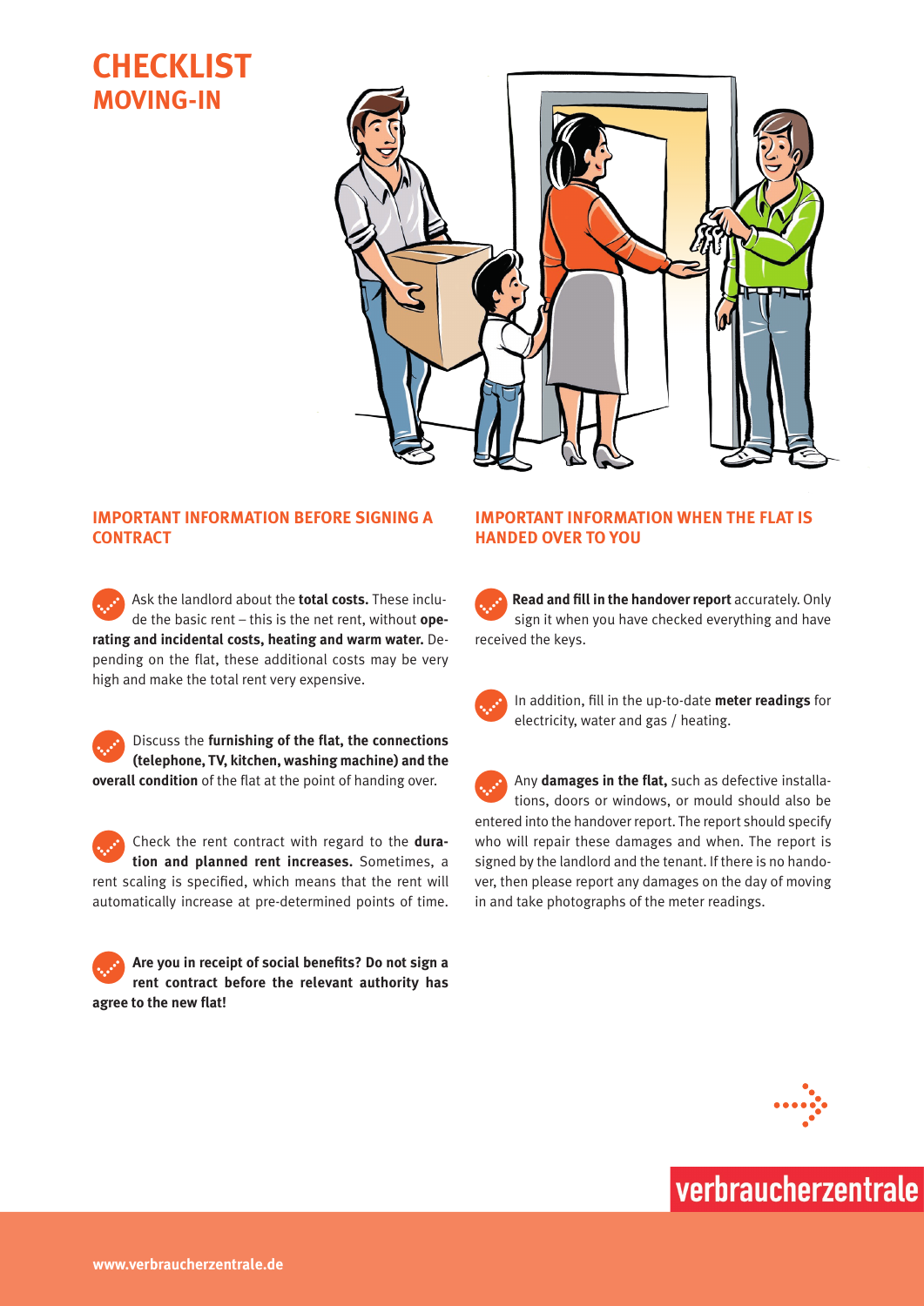# CHECKLIST
## MOVING-IN

### IMPORTANT INFORMATION BEFORE SIGNING A CONTRACT

- Ask the landlord about the **total costs.** These include the basic rent – this is the net rent, without **operating and incidental costs, heating and warm water.** Depending on the flat, these additional costs may be very high and make the total rent very expensive.

- Discuss the **furnishing of the flat, the connections (telephone, TV, kitchen, washing machine) and the overall condition** of the flat at the point of handing over.

- Check the rent contract with regard to the **duration and planned rent increases.** Sometimes, a rent scaling is specified, which means that the rent will automatically increase at pre-determined points of time.

- **Are you in receipt of social benefits? Do not sign a rent contract before the relevant authority has agree to the new flat!**

### IMPORTANT INFORMATION WHEN THE FLAT IS HANDED OVER TO YOU

- **Read and fill in the handover report** accurately. Only sign it when you have checked everything and have received the keys.

- In addition, fill in the up-to-date **meter readings** for electricity, water and gas / heating.

- Any **damages in the flat,** such as defective installations, doors or windows, or mould should also be entered into the handover report. The report should specify who will repair these damages and when. The report is signed by the landlord and the tenant. If there is no handover, then please report any damages on the day of moving in and take photographs of the meter readings.

verbraucherzentrale

**www.verbraucherzentrale.de**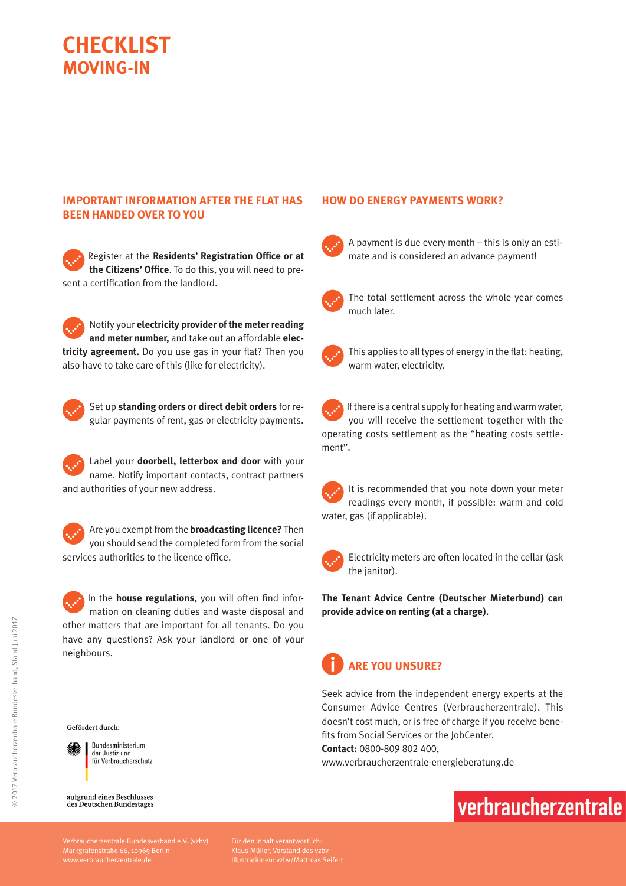# CHECKLIST
## MOVING-IN

### IMPORTANT INFORMATION AFTER THE FLAT HAS BEEN HANDED OVER TO YOU

- Register at the **Residents' Registration Office or at the Citizens' Office**. To do this, you will need to present a certification from the landlord.

- Notify your **electricity provider of the meter reading and meter number,** and take out an affordable **electricity agreement.** Do you use gas in your flat? Then you also have to take care of this (like for electricity).

- Set up **standing orders or direct debit orders** for regular payments of rent, gas or electricity payments.

- Label your **doorbell, letterbox and door** with your name. Notify important contacts, contract partners and authorities of your new address.

- Are you exempt from the **broadcasting licence?** Then you should send the completed form from the social services authorities to the licence office.

- In the **house regulations,** you will often find information on cleaning duties and waste disposal and other matters that are important for all tenants. Do you have any questions? Ask your landlord or one of your neighbours.

### HOW DO ENERGY PAYMENTS WORK?

- A payment is due every month – this is only an estimate and is considered an advance payment!

- The total settlement across the whole year comes much later.

- This applies to all types of energy in the flat: heating, warm water, electricity.

- If there is a central supply for heating and warm water, you will receive the settlement together with the operating costs settlement as the "heating costs settlement".

- It is recommended that you note down your meter readings every month, if possible: warm and cold water, gas (if applicable).

- Electricity meters are often located in the cellar (ask the janitor).

**The Tenant Advice Centre (Deutscher Mieterbund) can provide advice on renting (at a charge).**

### ARE YOU UNSURE?

Seek advice from the independent energy experts at the Consumer Advice Centres (Verbraucherzentrale). This doesn't cost much, or is free of charge if you receive benefits from Social Services or the JobCenter.
**Contact:** 0800-809 802 400,
www.verbraucherzentrale-energieberatung.de

Gefördert durch:

Bundesministerium der Justiz und für Verbraucherschutz

aufgrund eines Beschlusses des Deutschen Bundestages

verbraucherzentrale

© 2017 Verbraucherzentrale Bundesverband, Stand Juni 2017

Verbraucherzentrale Bundesverband e.V. (vzbv)
Markgrafenstraße 66, 10969 Berlin
www.verbraucherzentrale.de

Für den Inhalt verantwortlich:
Klaus Müller, Vorstand des vzbv
Illustrationen: vzbv/Matthias Seifert